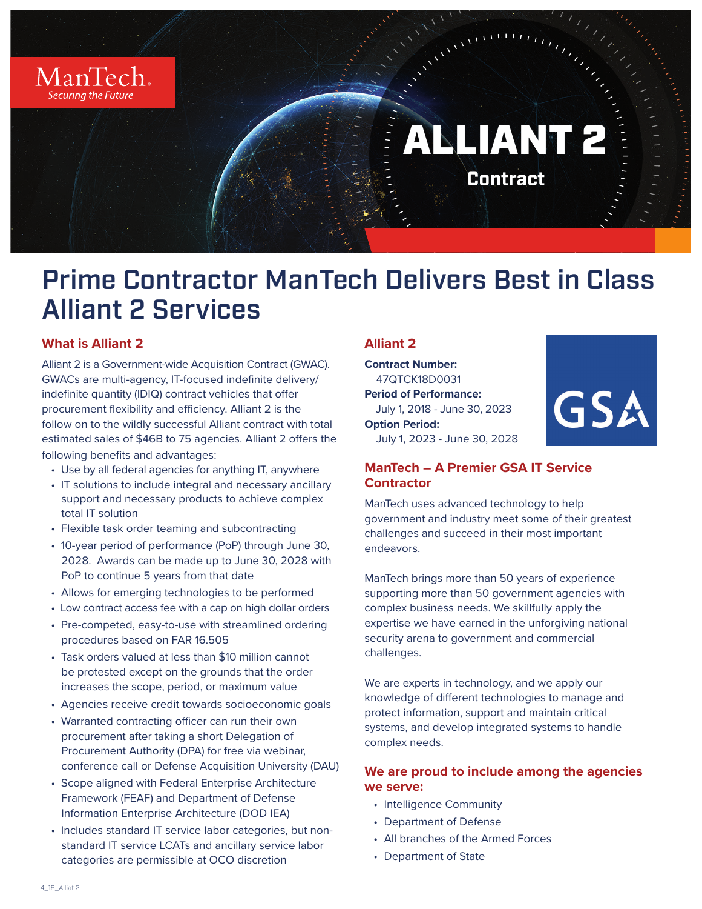ManTech
*Securing the Future*

# ALLIANT 2

## Contract

# Prime Contractor ManTech Delivers Best in Class Alliant 2 Services

### What is Alliant 2

Alliant 2 is a Government-wide Acquisition Contract (GWAC). GWACs are multi-agency, IT-focused indefinite delivery/indefinite quantity (IDIQ) contract vehicles that offer procurement flexibility and efficiency. Alliant 2 is the follow on to the wildly successful Alliant contract with total estimated sales of $46B to 75 agencies. Alliant 2 offers the following benefits and advantages:

- Use by all federal agencies for anything IT, anywhere
- IT solutions to include integral and necessary ancillary support and necessary products to achieve complex total IT solution
- Flexible task order teaming and subcontracting
- 10-year period of performance (PoP) through June 30, 2028. Awards can be made up to June 30, 2028 with PoP to continue 5 years from that date
- Allows for emerging technologies to be performed
- Low contract access fee with a cap on high dollar orders
- Pre-competed, easy-to-use with streamlined ordering procedures based on FAR 16.505
- Task orders valued at less than $10 million cannot be protested except on the grounds that the order increases the scope, period, or maximum value
- Agencies receive credit towards socioeconomic goals
- Warranted contracting officer can run their own procurement after taking a short Delegation of Procurement Authority (DPA) for free via webinar, conference call or Defense Acquisition University (DAU)
- Scope aligned with Federal Enterprise Architecture Framework (FEAF) and Department of Defense Information Enterprise Architecture (DOD IEA)
- Includes standard IT service labor categories, but non-standard IT service LCATs and ancillary service labor categories are permissible at OCO discretion

### Alliant 2

**Contract Number:**
47QTCK18D0031

**Period of Performance:**
July 1, 2018 - June 30, 2023

**Option Period:**
July 1, 2023 - June 30, 2028

GSA

### ManTech – A Premier GSA IT Service Contractor

ManTech uses advanced technology to help government and industry meet some of their greatest challenges and succeed in their most important endeavors.

ManTech brings more than 50 years of experience supporting more than 50 government agencies with complex business needs. We skillfully apply the expertise we have earned in the unforgiving national security arena to government and commercial challenges.

We are experts in technology, and we apply our knowledge of different technologies to manage and protect information, support and maintain critical systems, and develop integrated systems to handle complex needs.

### We are proud to include among the agencies we serve:

- Intelligence Community
- Department of Defense
- All branches of the Armed Forces
- Department of State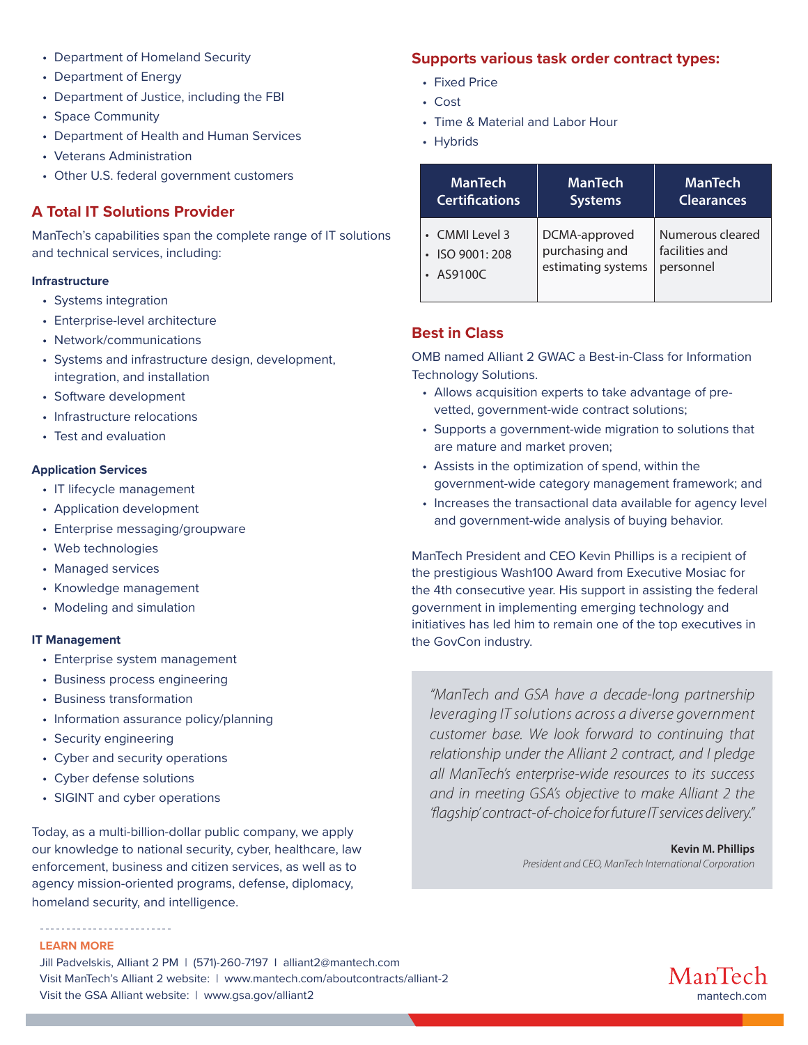- Department of Homeland Security
- Department of Energy
- Department of Justice, including the FBI
- Space Community
- Department of Health and Human Services
- Veterans Administration
- Other U.S. federal government customers

## A Total IT Solutions Provider

ManTech's capabilities span the complete range of IT solutions and technical services, including:

**Infrastructure**

- Systems integration
- Enterprise-level architecture
- Network/communications
- Systems and infrastructure design, development, integration, and installation
- Software development
- Infrastructure relocations
- Test and evaluation

**Application Services**

- IT lifecycle management
- Application development
- Enterprise messaging/groupware
- Web technologies
- Managed services
- Knowledge management
- Modeling and simulation

**IT Management**

- Enterprise system management
- Business process engineering
- Business transformation
- Information assurance policy/planning
- Security engineering
- Cyber and security operations
- Cyber defense solutions
- SIGINT and cyber operations

Today, as a multi-billion-dollar public company, we apply our knowledge to national security, cyber, healthcare, law enforcement, business and citizen services, as well as to agency mission-oriented programs, defense, diplomacy, homeland security, and intelligence.

## Supports various task order contract types:

- Fixed Price
- Cost
- Time & Material and Labor Hour
- Hybrids

| ManTech Certifications | ManTech Systems | ManTech Clearances |
|---|---|---|
| • CMMI Level 3<br>• ISO 9001: 208<br>• AS9100C | DCMA-approved purchasing and estimating systems | Numerous cleared facilities and personnel |

## Best in Class

OMB named Alliant 2 GWAC a Best-in-Class for Information Technology Solutions.

- Allows acquisition experts to take advantage of pre-vetted, government-wide contract solutions;
- Supports a government-wide migration to solutions that are mature and market proven;
- Assists in the optimization of spend, within the government-wide category management framework; and
- Increases the transactional data available for agency level and government-wide analysis of buying behavior.

ManTech President and CEO Kevin Phillips is a recipient of the prestigious Wash100 Award from Executive Mosiac for the 4th consecutive year. His support in assisting the federal government in implementing emerging technology and initiatives has led him to remain one of the top executives in the GovCon industry.

> *"ManTech and GSA have a decade-long partnership leveraging IT solutions across a diverse government customer base. We look forward to continuing that relationship under the Alliant 2 contract, and I pledge all ManTech's enterprise-wide resources to its success and in meeting GSA's objective to make Alliant 2 the 'flagship' contract-of-choice for future IT services delivery."*
>
> **Kevin M. Phillips**
> *President and CEO, ManTech International Corporation*

**LEARN MORE**

Jill Padvelskis, Alliant 2 PM | (571)-260-7197 | alliant2@mantech.com
Visit ManTech's Alliant 2 website: | www.mantech.com/aboutcontracts/alliant-2
Visit the GSA Alliant website: | www.gsa.gov/alliant2

ManTech
mantech.com